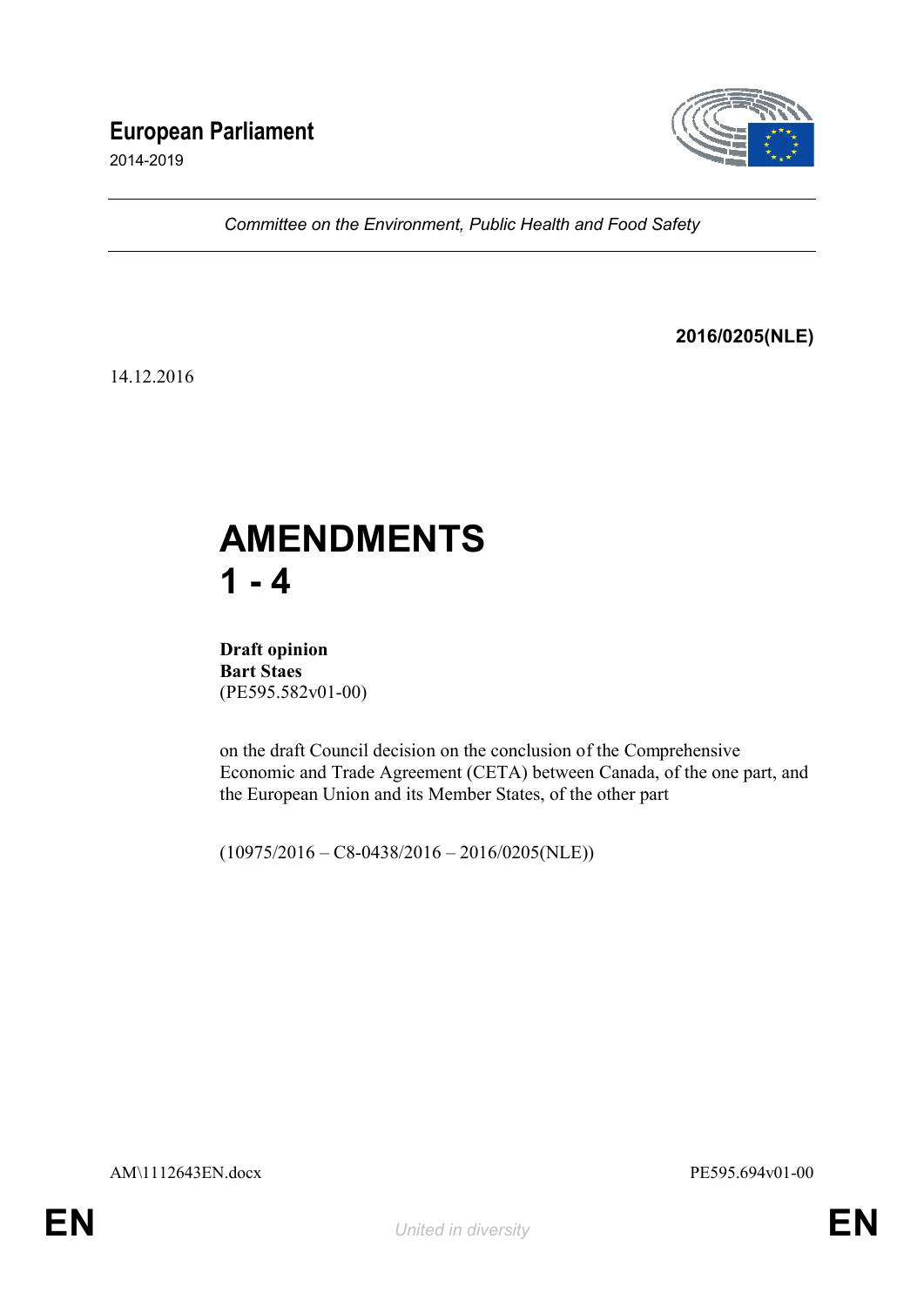# European Parliament

2014-2019

*Committee on the Environment, Public Health and Food Safety*

**2016/0205(NLE)**

14.12.2016

# AMENDMENTS 1 - 4

**Draft opinion**
**Bart Staes**
(PE595.582v01-00)

on the draft Council decision on the conclusion of the Comprehensive Economic and Trade Agreement (CETA) between Canada, of the one part, and the European Union and its Member States, of the other part

(10975/2016 – C8-0438/2016 – 2016/0205(NLE))

AM\1112643EN.docx PE595.694v01-00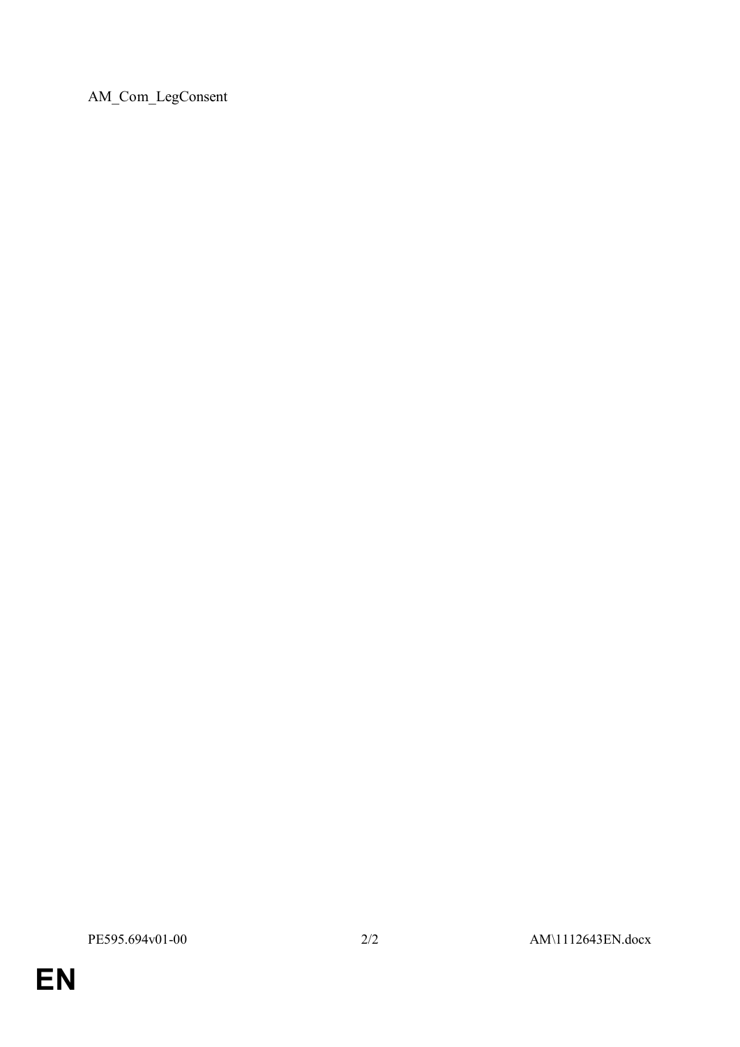AM_Com_LegConsent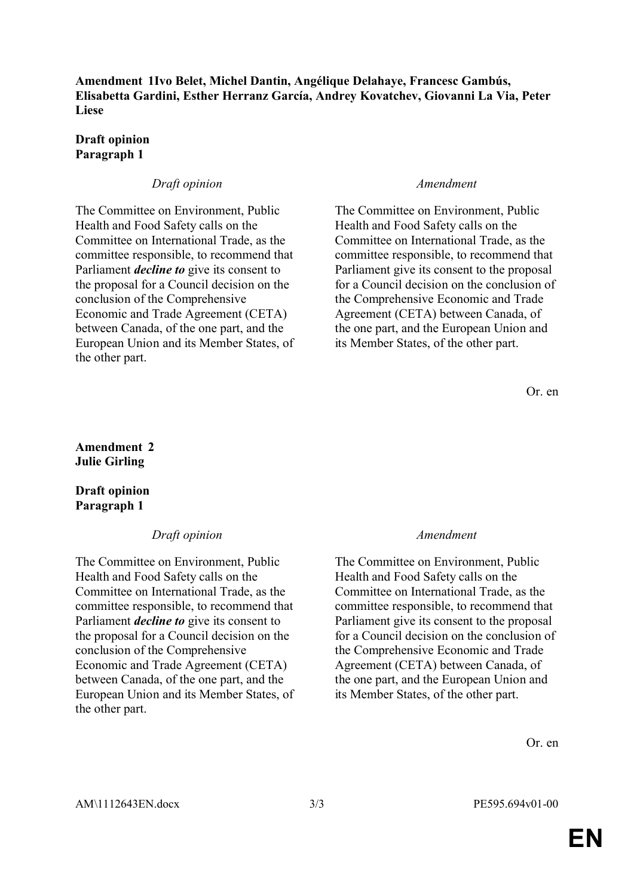**Amendment 1**
**Ivo Belet, Michel Dantin, Angélique Delahaye, Francesc Gambús, Elisabetta Gardini, Esther Herranz García, Andrey Kovatchev, Giovanni La Via, Peter Liese**

**Draft opinion**
**Paragraph 1**

| *Draft opinion* | *Amendment* |
| --- | --- |
| The Committee on Environment, Public Health and Food Safety calls on the Committee on International Trade, as the committee responsible, to recommend that Parliament ***decline to*** give its consent to the proposal for a Council decision on the conclusion of the Comprehensive Economic and Trade Agreement (CETA) between Canada, of the one part, and the European Union and its Member States, of the other part. | The Committee on Environment, Public Health and Food Safety calls on the Committee on International Trade, as the committee responsible, to recommend that Parliament give its consent to the proposal for a Council decision on the conclusion of the Comprehensive Economic and Trade Agreement (CETA) between Canada, of the one part, and the European Union and its Member States, of the other part. |

Or. en

**Amendment 2**
**Julie Girling**

**Draft opinion**
**Paragraph 1**

| *Draft opinion* | *Amendment* |
| --- | --- |
| The Committee on Environment, Public Health and Food Safety calls on the Committee on International Trade, as the committee responsible, to recommend that Parliament ***decline to*** give its consent to the proposal for a Council decision on the conclusion of the Comprehensive Economic and Trade Agreement (CETA) between Canada, of the one part, and the European Union and its Member States, of the other part. | The Committee on Environment, Public Health and Food Safety calls on the Committee on International Trade, as the committee responsible, to recommend that Parliament give its consent to the proposal for a Council decision on the conclusion of the Comprehensive Economic and Trade Agreement (CETA) between Canada, of the one part, and the European Union and its Member States, of the other part. |

Or. en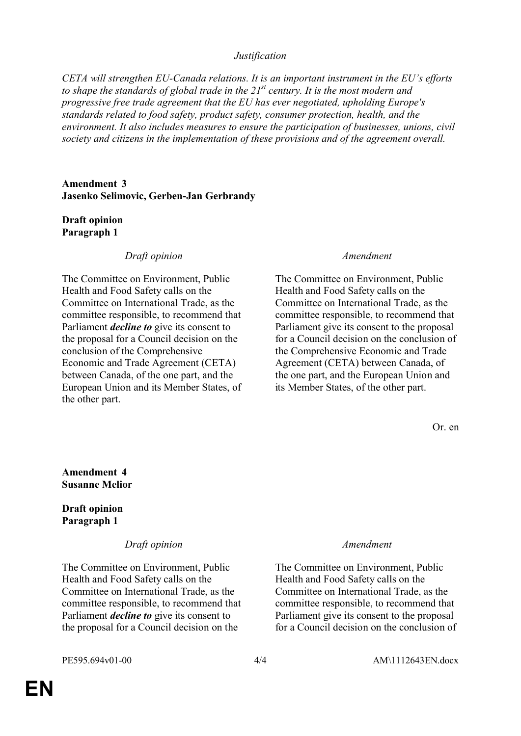*Justification*

*CETA will strengthen EU-Canada relations. It is an important instrument in the EU's efforts to shape the standards of global trade in the 21st century. It is the most modern and progressive free trade agreement that the EU has ever negotiated, upholding Europe's standards related to food safety, product safety, consumer protection, health, and the environment. It also includes measures to ensure the participation of businesses, unions, civil society and citizens in the implementation of these provisions and of the agreement overall.*

**Amendment 3**
**Jasenko Selimovic, Gerben-Jan Gerbrandy**

**Draft opinion**
**Paragraph 1**

| *Draft opinion* | *Amendment* |
|---|---|
| The Committee on Environment, Public Health and Food Safety calls on the Committee on International Trade, as the committee responsible, to recommend that Parliament ***decline to*** give its consent to the proposal for a Council decision on the conclusion of the Comprehensive Economic and Trade Agreement (CETA) between Canada, of the one part, and the European Union and its Member States, of the other part. | The Committee on Environment, Public Health and Food Safety calls on the Committee on International Trade, as the committee responsible, to recommend that Parliament give its consent to the proposal for a Council decision on the conclusion of the Comprehensive Economic and Trade Agreement (CETA) between Canada, of the one part, and the European Union and its Member States, of the other part. |

Or. en

**Amendment 4**
**Susanne Melior**

**Draft opinion**
**Paragraph 1**

| *Draft opinion* | *Amendment* |
|---|---|
| The Committee on Environment, Public Health and Food Safety calls on the Committee on International Trade, as the committee responsible, to recommend that Parliament ***decline to*** give its consent to the proposal for a Council decision on the | The Committee on Environment, Public Health and Food Safety calls on the Committee on International Trade, as the committee responsible, to recommend that Parliament give its consent to the proposal for a Council decision on the conclusion of |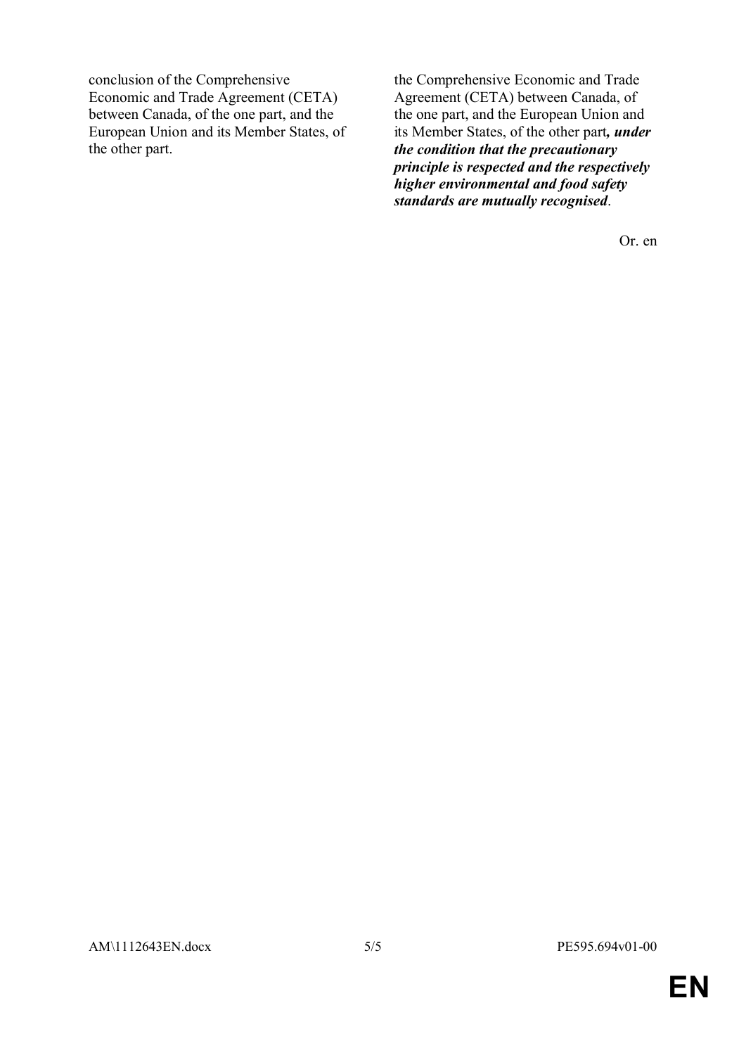| | |
|---|---|
| conclusion of the Comprehensive Economic and Trade Agreement (CETA) between Canada, of the one part, and the European Union and its Member States, of the other part. | the Comprehensive Economic and Trade Agreement (CETA) between Canada, of the one part, and the European Union and its Member States, of the other part***, under the condition that the precautionary principle is respected and the respectively higher environmental and food safety standards are mutually recognised***. |

Or. en